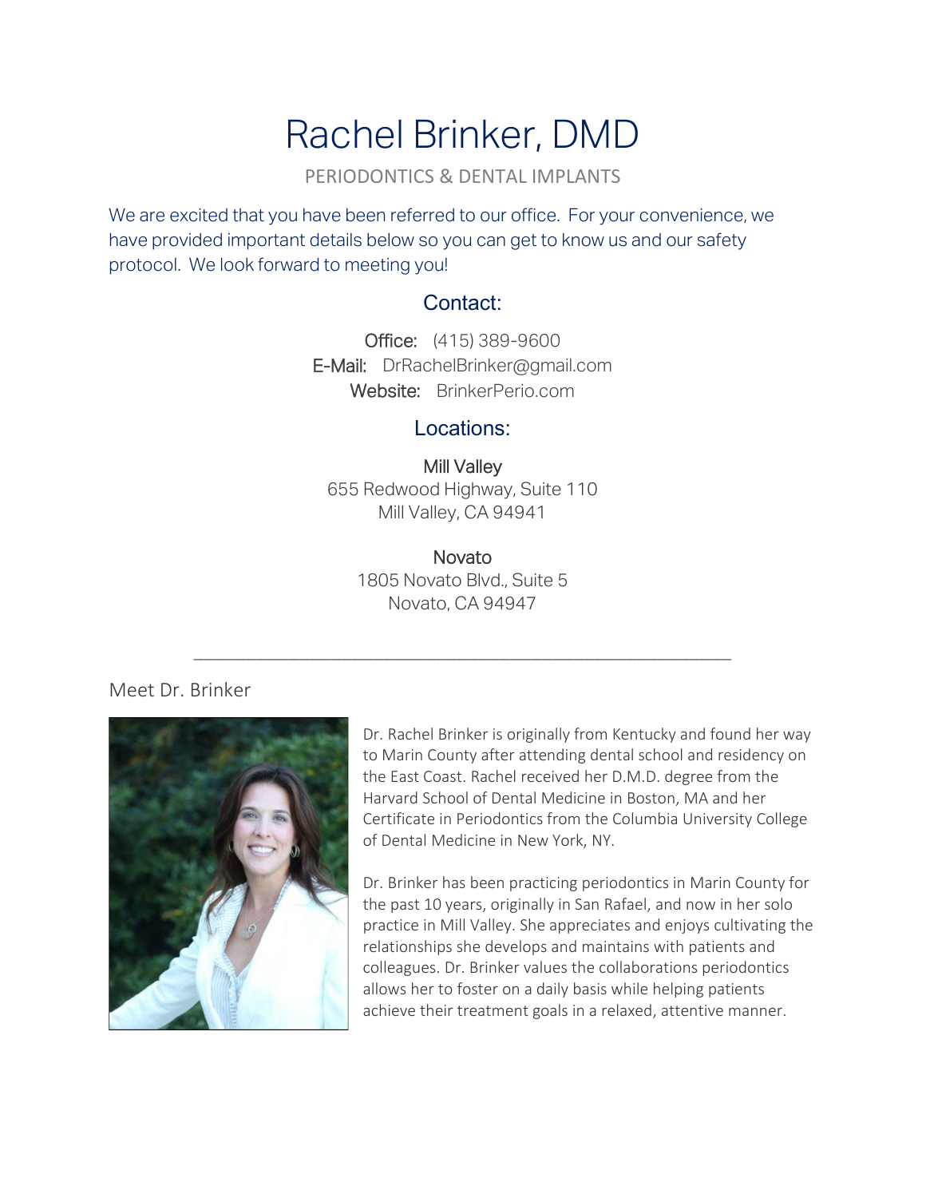# Rachel Brinker, DMD

PERIODONTICS & DENTAL IMPLANTS

We are excited that you have been referred to our office. For your convenience, we have provided important details below so you can get to know us and our safety protocol. We look forward to meeting you!

## Contact:

**Office:** (415) 389-9600
**E-Mail:** DrRachelBrinker@gmail.com
**Website:** BrinkerPerio.com

## Locations:

**Mill Valley**
655 Redwood Highway, Suite 110
Mill Valley, CA 94941

**Novato**
1805 Novato Blvd., Suite 5
Novato, CA 94947

---

## Meet Dr. Brinker

Dr. Rachel Brinker is originally from Kentucky and found her way to Marin County after attending dental school and residency on the East Coast. Rachel received her D.M.D. degree from the Harvard School of Dental Medicine in Boston, MA and her Certificate in Periodontics from the Columbia University College of Dental Medicine in New York, NY.

Dr. Brinker has been practicing periodontics in Marin County for the past 10 years, originally in San Rafael, and now in her solo practice in Mill Valley. She appreciates and enjoys cultivating the relationships she develops and maintains with patients and colleagues. Dr. Brinker values the collaborations periodontics allows her to foster on a daily basis while helping patients achieve their treatment goals in a relaxed, attentive manner.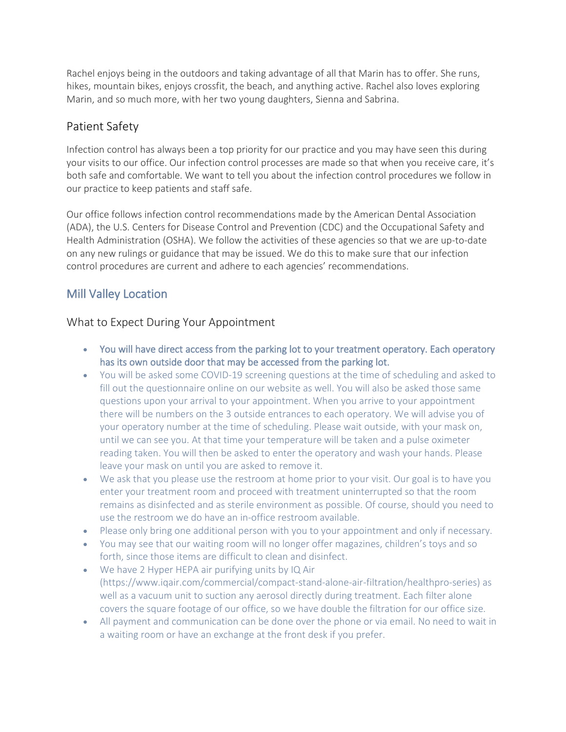Rachel enjoys being in the outdoors and taking advantage of all that Marin has to offer. She runs, hikes, mountain bikes, enjoys crossfit, the beach, and anything active. Rachel also loves exploring Marin, and so much more, with her two young daughters, Sienna and Sabrina.

## Patient Safety

Infection control has always been a top priority for our practice and you may have seen this during your visits to our office. Our infection control processes are made so that when you receive care, it's both safe and comfortable. We want to tell you about the infection control procedures we follow in our practice to keep patients and staff safe.

Our office follows infection control recommendations made by the American Dental Association (ADA), the U.S. Centers for Disease Control and Prevention (CDC) and the Occupational Safety and Health Administration (OSHA). We follow the activities of these agencies so that we are up-to-date on any new rulings or guidance that may be issued. We do this to make sure that our infection control procedures are current and adhere to each agencies' recommendations.

## Mill Valley Location

### What to Expect During Your Appointment

- You will have direct access from the parking lot to your treatment operatory. Each operatory has its own outside door that may be accessed from the parking lot.
- You will be asked some COVID-19 screening questions at the time of scheduling and asked to fill out the questionnaire online on our website as well. You will also be asked those same questions upon your arrival to your appointment. When you arrive to your appointment there will be numbers on the 3 outside entrances to each operatory. We will advise you of your operatory number at the time of scheduling. Please wait outside, with your mask on, until we can see you. At that time your temperature will be taken and a pulse oximeter reading taken. You will then be asked to enter the operatory and wash your hands. Please leave your mask on until you are asked to remove it.
- We ask that you please use the restroom at home prior to your visit. Our goal is to have you enter your treatment room and proceed with treatment uninterrupted so that the room remains as disinfected and as sterile environment as possible. Of course, should you need to use the restroom we do have an in-office restroom available.
- Please only bring one additional person with you to your appointment and only if necessary.
- You may see that our waiting room will no longer offer magazines, children's toys and so forth, since those items are difficult to clean and disinfect.
- We have 2 Hyper HEPA air purifying units by IQ Air (https://www.iqair.com/commercial/compact-stand-alone-air-filtration/healthpro-series) as well as a vacuum unit to suction any aerosol directly during treatment. Each filter alone covers the square footage of our office, so we have double the filtration for our office size.
- All payment and communication can be done over the phone or via email. No need to wait in a waiting room or have an exchange at the front desk if you prefer.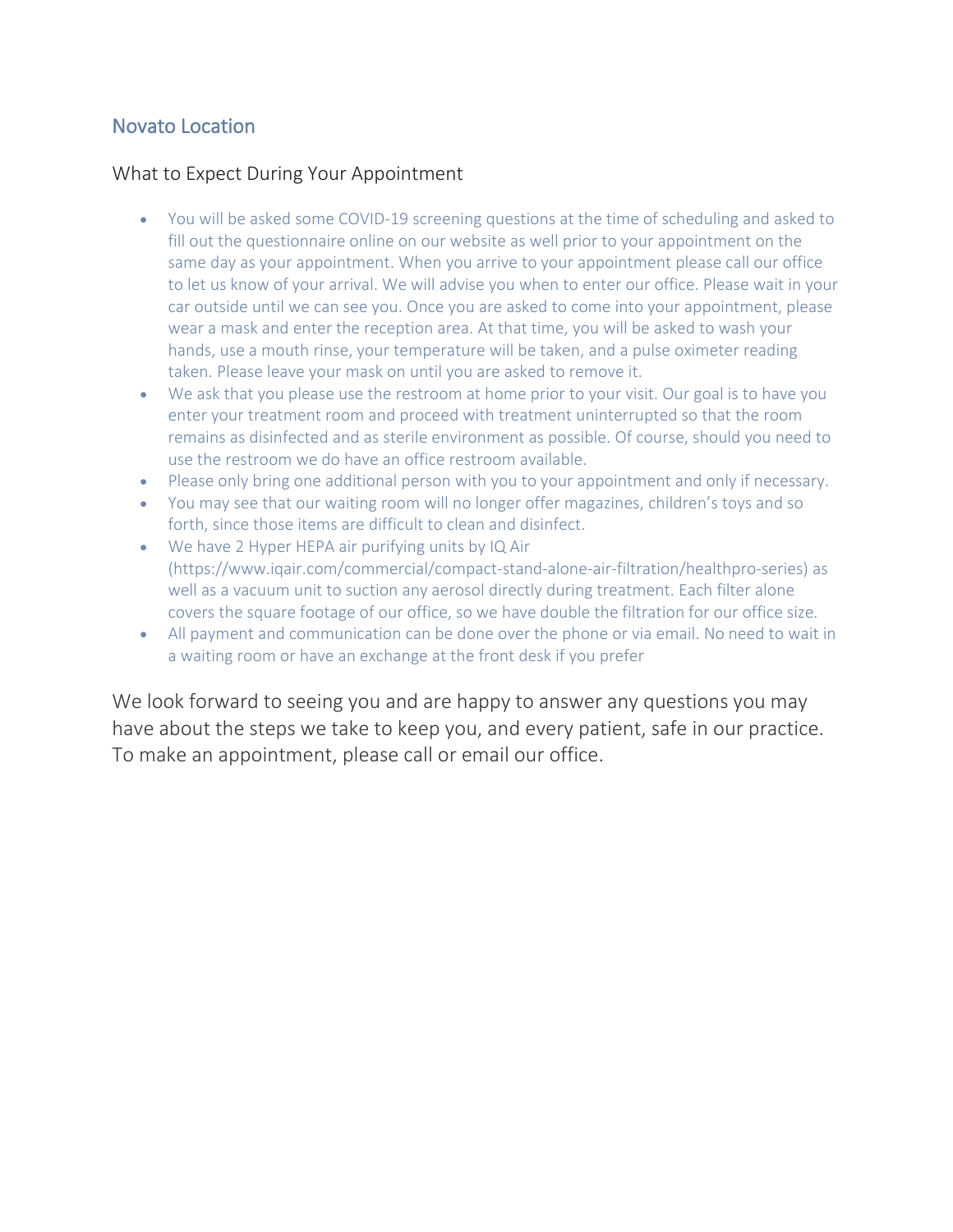## Novato Location

### What to Expect During Your Appointment

- You will be asked some COVID-19 screening questions at the time of scheduling and asked to fill out the questionnaire online on our website as well prior to your appointment on the same day as your appointment. When you arrive to your appointment please call our office to let us know of your arrival. We will advise you when to enter our office. Please wait in your car outside until we can see you. Once you are asked to come into your appointment, please wear a mask and enter the reception area. At that time, you will be asked to wash your hands, use a mouth rinse, your temperature will be taken, and a pulse oximeter reading taken. Please leave your mask on until you are asked to remove it.
- We ask that you please use the restroom at home prior to your visit. Our goal is to have you enter your treatment room and proceed with treatment uninterrupted so that the room remains as disinfected and as sterile environment as possible. Of course, should you need to use the restroom we do have an office restroom available.
- Please only bring one additional person with you to your appointment and only if necessary.
- You may see that our waiting room will no longer offer magazines, children's toys and so forth, since those items are difficult to clean and disinfect.
- We have 2 Hyper HEPA air purifying units by IQ Air (https://www.iqair.com/commercial/compact-stand-alone-air-filtration/healthpro-series) as well as a vacuum unit to suction any aerosol directly during treatment. Each filter alone covers the square footage of our office, so we have double the filtration for our office size.
- All payment and communication can be done over the phone or via email. No need to wait in a waiting room or have an exchange at the front desk if you prefer

We look forward to seeing you and are happy to answer any questions you may have about the steps we take to keep you, and every patient, safe in our practice. To make an appointment, please call or email our office.